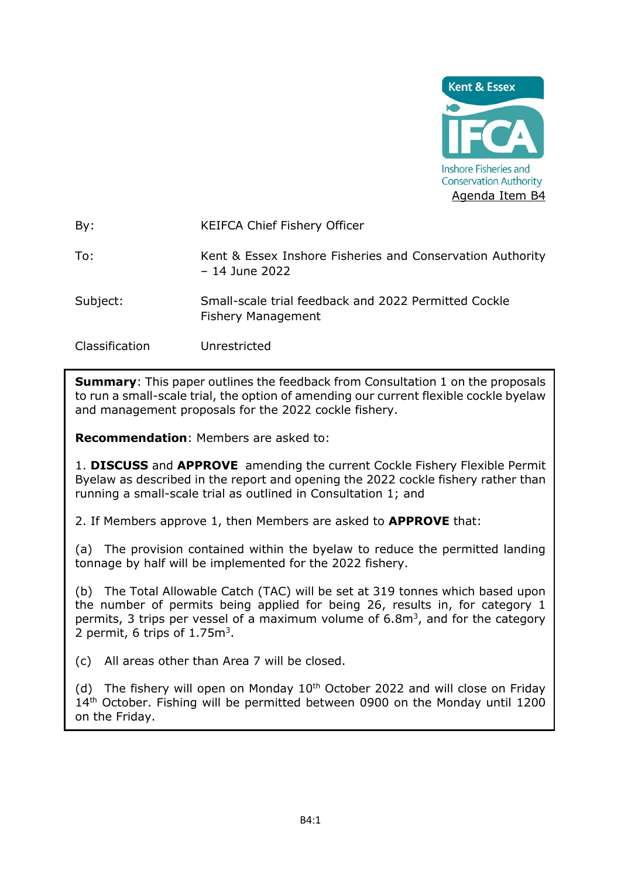Kent & Essex IFCA Inshore Fisheries and Conservation Authority

Agenda Item B4

| | |
|---|---|
| By: | KEIFCA Chief Fishery Officer |
| To: | Kent & Essex Inshore Fisheries and Conservation Authority – 14 June 2022 |
| Subject: | Small-scale trial feedback and 2022 Permitted Cockle Fishery Management |
| Classification | Unrestricted |

**Summary**: This paper outlines the feedback from Consultation 1 on the proposals to run a small-scale trial, the option of amending our current flexible cockle byelaw and management proposals for the 2022 cockle fishery.

**Recommendation**: Members are asked to:

1. **DISCUSS** and **APPROVE** amending the current Cockle Fishery Flexible Permit Byelaw as described in the report and opening the 2022 cockle fishery rather than running a small-scale trial as outlined in Consultation 1; and

2. If Members approve 1, then Members are asked to **APPROVE** that:

(a) The provision contained within the byelaw to reduce the permitted landing tonnage by half will be implemented for the 2022 fishery.

(b) The Total Allowable Catch (TAC) will be set at 319 tonnes which based upon the number of permits being applied for being 26, results in, for category 1 permits, 3 trips per vessel of a maximum volume of $6.8m^3$, and for the category 2 permit, 6 trips of $1.75m^3$.

(c) All areas other than Area 7 will be closed.

(d) The fishery will open on Monday 10th October 2022 and will close on Friday 14th October. Fishing will be permitted between 0900 on the Monday until 1200 on the Friday.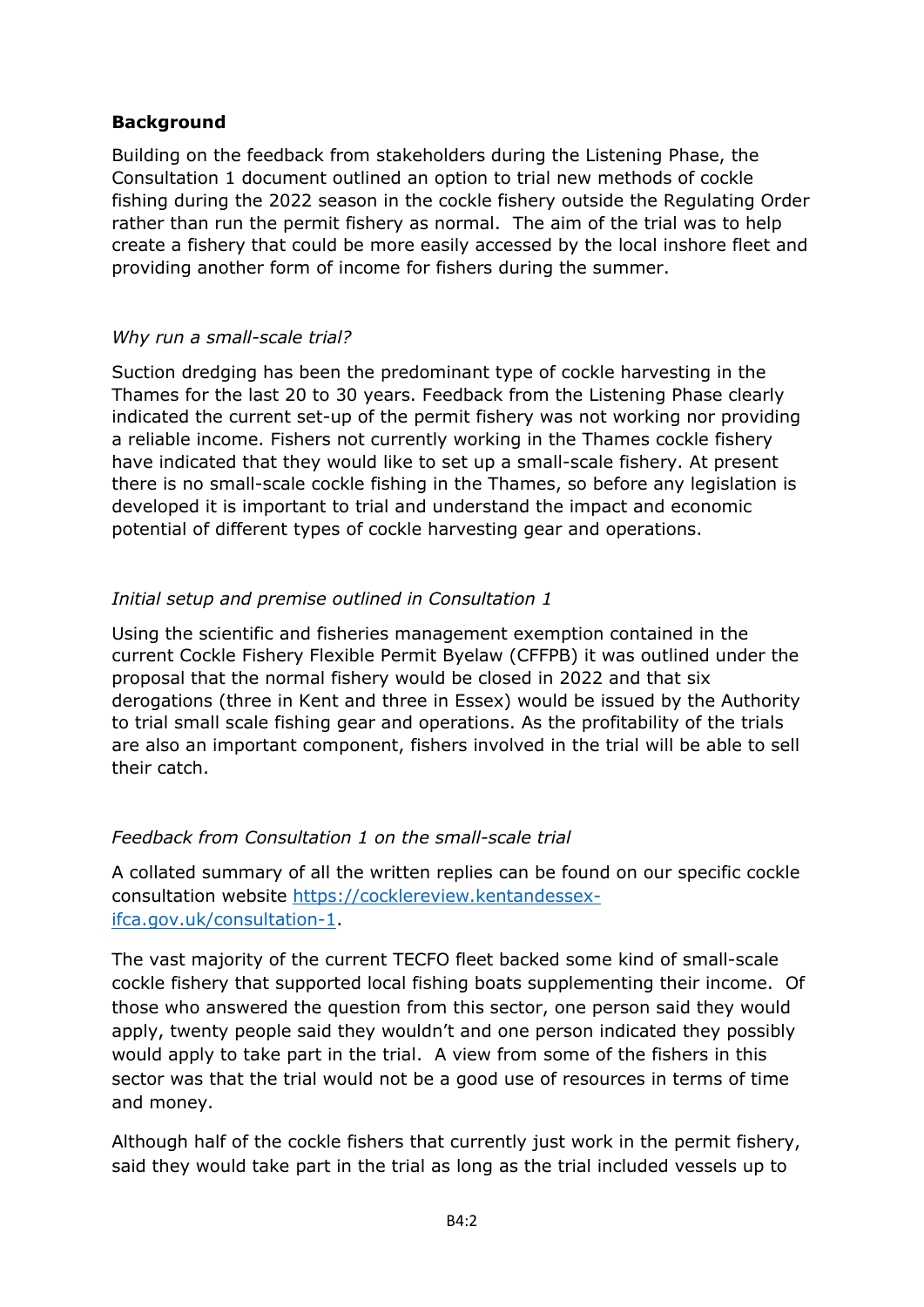**Background**

Building on the feedback from stakeholders during the Listening Phase, the Consultation 1 document outlined an option to trial new methods of cockle fishing during the 2022 season in the cockle fishery outside the Regulating Order rather than run the permit fishery as normal. The aim of the trial was to help create a fishery that could be more easily accessed by the local inshore fleet and providing another form of income for fishers during the summer.

*Why run a small-scale trial?*

Suction dredging has been the predominant type of cockle harvesting in the Thames for the last 20 to 30 years. Feedback from the Listening Phase clearly indicated the current set-up of the permit fishery was not working nor providing a reliable income. Fishers not currently working in the Thames cockle fishery have indicated that they would like to set up a small-scale fishery. At present there is no small-scale cockle fishing in the Thames, so before any legislation is developed it is important to trial and understand the impact and economic potential of different types of cockle harvesting gear and operations.

*Initial setup and premise outlined in Consultation 1*

Using the scientific and fisheries management exemption contained in the current Cockle Fishery Flexible Permit Byelaw (CFFPB) it was outlined under the proposal that the normal fishery would be closed in 2022 and that six derogations (three in Kent and three in Essex) would be issued by the Authority to trial small scale fishing gear and operations. As the profitability of the trials are also an important component, fishers involved in the trial will be able to sell their catch.

*Feedback from Consultation 1 on the small-scale trial*

A collated summary of all the written replies can be found on our specific cockle consultation website [https://cocklereview.kentandessex-ifca.gov.uk/consultation-1](https://cocklereview.kentandessex-ifca.gov.uk/consultation-1).

The vast majority of the current TECFO fleet backed some kind of small-scale cockle fishery that supported local fishing boats supplementing their income. Of those who answered the question from this sector, one person said they would apply, twenty people said they wouldn't and one person indicated they possibly would apply to take part in the trial. A view from some of the fishers in this sector was that the trial would not be a good use of resources in terms of time and money.

Although half of the cockle fishers that currently just work in the permit fishery, said they would take part in the trial as long as the trial included vessels up to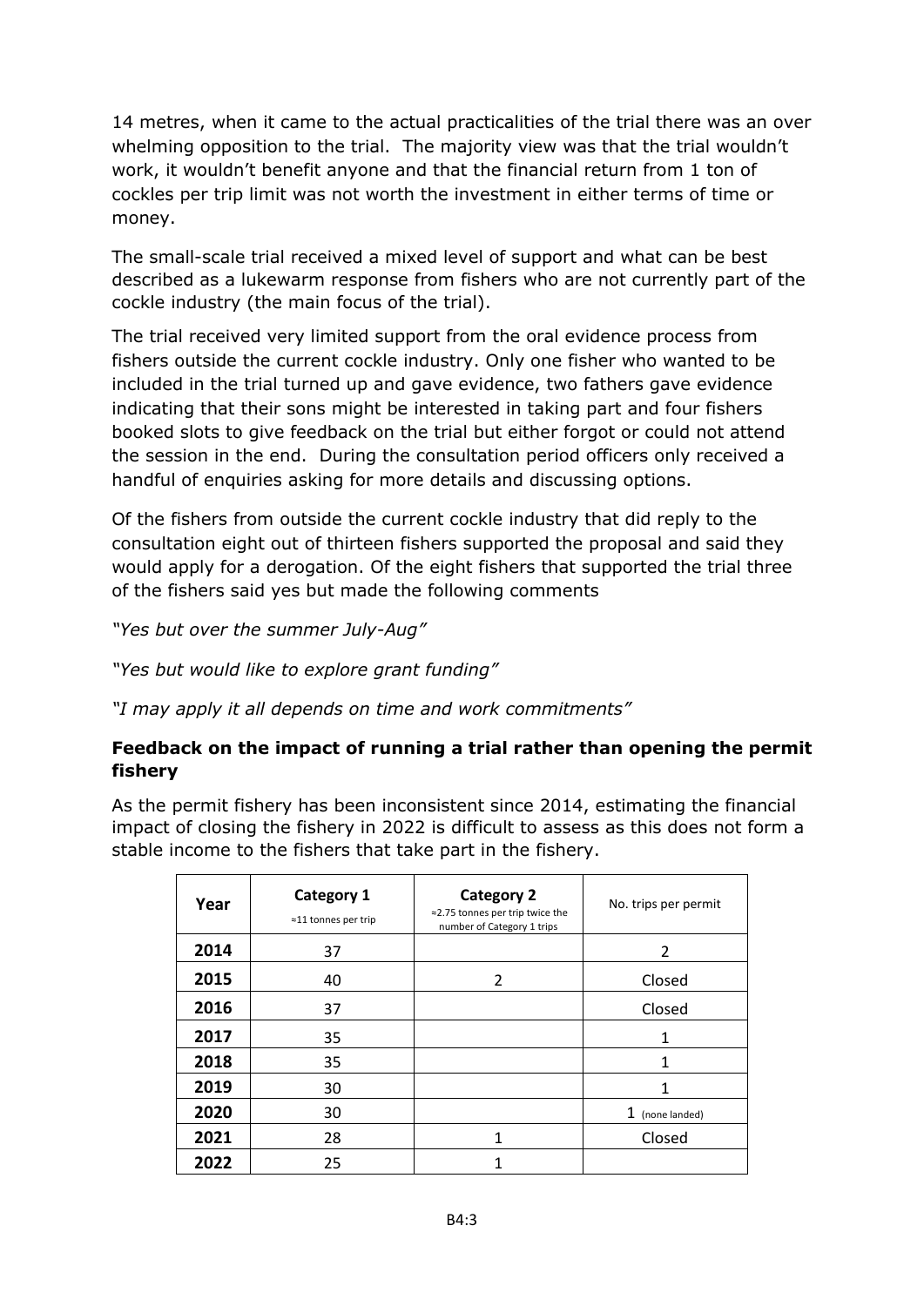14 metres, when it came to the actual practicalities of the trial there was an over whelming opposition to the trial. The majority view was that the trial wouldn't work, it wouldn't benefit anyone and that the financial return from 1 ton of cockles per trip limit was not worth the investment in either terms of time or money.

The small-scale trial received a mixed level of support and what can be best described as a lukewarm response from fishers who are not currently part of the cockle industry (the main focus of the trial).

The trial received very limited support from the oral evidence process from fishers outside the current cockle industry. Only one fisher who wanted to be included in the trial turned up and gave evidence, two fathers gave evidence indicating that their sons might be interested in taking part and four fishers booked slots to give feedback on the trial but either forgot or could not attend the session in the end. During the consultation period officers only received a handful of enquiries asking for more details and discussing options.

Of the fishers from outside the current cockle industry that did reply to the consultation eight out of thirteen fishers supported the proposal and said they would apply for a derogation. Of the eight fishers that supported the trial three of the fishers said yes but made the following comments

*"Yes but over the summer July-Aug"*

*"Yes but would like to explore grant funding"*

*"I may apply it all depends on time and work commitments"*

### Feedback on the impact of running a trial rather than opening the permit fishery

As the permit fishery has been inconsistent since 2014, estimating the financial impact of closing the fishery in 2022 is difficult to assess as this does not form a stable income to the fishers that take part in the fishery.

| Year | Category 1 ≈11 tonnes per trip | Category 2 ≈2.75 tonnes per trip twice the number of Category 1 trips | No. trips per permit |
|---|---|---|---|
| 2014 | 37 | | 2 |
| 2015 | 40 | 2 | Closed |
| 2016 | 37 | | Closed |
| 2017 | 35 | | 1 |
| 2018 | 35 | | 1 |
| 2019 | 30 | | 1 |
| 2020 | 30 | | 1 (none landed) |
| 2021 | 28 | 1 | Closed |
| 2022 | 25 | 1 | |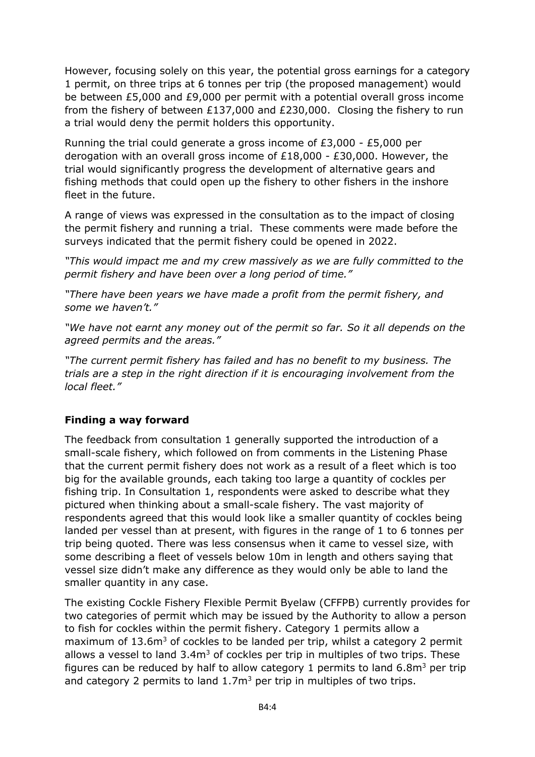However, focusing solely on this year, the potential gross earnings for a category 1 permit, on three trips at 6 tonnes per trip (the proposed management) would be between £5,000 and £9,000 per permit with a potential overall gross income from the fishery of between £137,000 and £230,000. Closing the fishery to run a trial would deny the permit holders this opportunity.

Running the trial could generate a gross income of £3,000 - £5,000 per derogation with an overall gross income of £18,000 - £30,000. However, the trial would significantly progress the development of alternative gears and fishing methods that could open up the fishery to other fishers in the inshore fleet in the future.

A range of views was expressed in the consultation as to the impact of closing the permit fishery and running a trial. These comments were made before the surveys indicated that the permit fishery could be opened in 2022.

*"This would impact me and my crew massively as we are fully committed to the permit fishery and have been over a long period of time."*

*"There have been years we have made a profit from the permit fishery, and some we haven't."*

*"We have not earnt any money out of the permit so far. So it all depends on the agreed permits and the areas."*

*"The current permit fishery has failed and has no benefit to my business. The trials are a step in the right direction if it is encouraging involvement from the local fleet."*

**Finding a way forward**

The feedback from consultation 1 generally supported the introduction of a small-scale fishery, which followed on from comments in the Listening Phase that the current permit fishery does not work as a result of a fleet which is too big for the available grounds, each taking too large a quantity of cockles per fishing trip. In Consultation 1, respondents were asked to describe what they pictured when thinking about a small-scale fishery. The vast majority of respondents agreed that this would look like a smaller quantity of cockles being landed per vessel than at present, with figures in the range of 1 to 6 tonnes per trip being quoted. There was less consensus when it came to vessel size, with some describing a fleet of vessels below 10m in length and others saying that vessel size didn't make any difference as they would only be able to land the smaller quantity in any case.

The existing Cockle Fishery Flexible Permit Byelaw (CFFPB) currently provides for two categories of permit which may be issued by the Authority to allow a person to fish for cockles within the permit fishery. Category 1 permits allow a maximum of $13.6m^3$ of cockles to be landed per trip, whilst a category 2 permit allows a vessel to land $3.4m^3$ of cockles per trip in multiples of two trips. These figures can be reduced by half to allow category 1 permits to land $6.8m^3$ per trip and category 2 permits to land $1.7m^3$ per trip in multiples of two trips.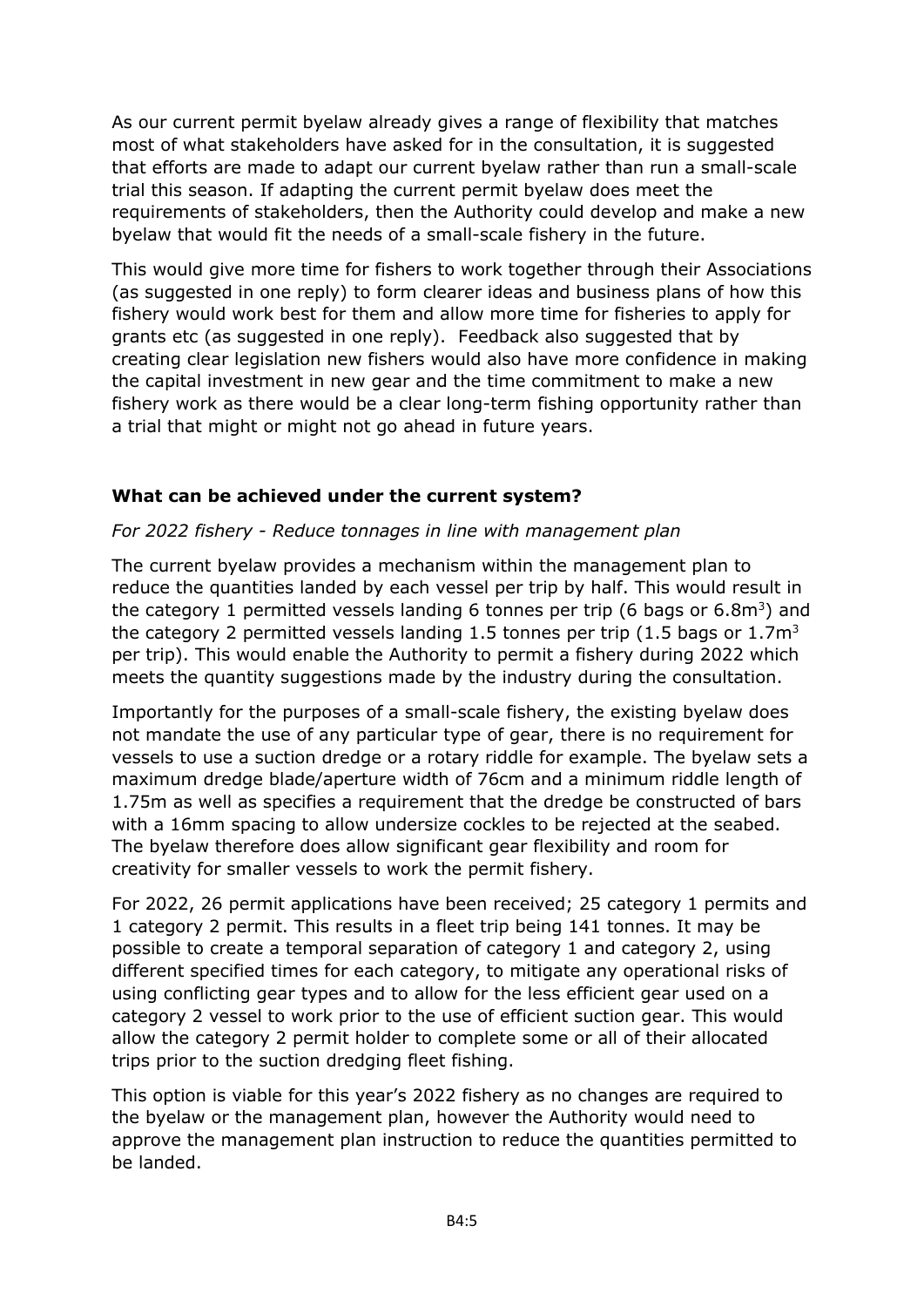As our current permit byelaw already gives a range of flexibility that matches most of what stakeholders have asked for in the consultation, it is suggested that efforts are made to adapt our current byelaw rather than run a small-scale trial this season. If adapting the current permit byelaw does meet the requirements of stakeholders, then the Authority could develop and make a new byelaw that would fit the needs of a small-scale fishery in the future.

This would give more time for fishers to work together through their Associations (as suggested in one reply) to form clearer ideas and business plans of how this fishery would work best for them and allow more time for fisheries to apply for grants etc (as suggested in one reply). Feedback also suggested that by creating clear legislation new fishers would also have more confidence in making the capital investment in new gear and the time commitment to make a new fishery work as there would be a clear long-term fishing opportunity rather than a trial that might or might not go ahead in future years.

### What can be achieved under the current system?

*For 2022 fishery - Reduce tonnages in line with management plan*

The current byelaw provides a mechanism within the management plan to reduce the quantities landed by each vessel per trip by half. This would result in the category 1 permitted vessels landing 6 tonnes per trip (6 bags or 6.8m$^3$) and the category 2 permitted vessels landing 1.5 tonnes per trip (1.5 bags or 1.7m$^3$ per trip). This would enable the Authority to permit a fishery during 2022 which meets the quantity suggestions made by the industry during the consultation.

Importantly for the purposes of a small-scale fishery, the existing byelaw does not mandate the use of any particular type of gear, there is no requirement for vessels to use a suction dredge or a rotary riddle for example. The byelaw sets a maximum dredge blade/aperture width of 76cm and a minimum riddle length of 1.75m as well as specifies a requirement that the dredge be constructed of bars with a 16mm spacing to allow undersize cockles to be rejected at the seabed. The byelaw therefore does allow significant gear flexibility and room for creativity for smaller vessels to work the permit fishery.

For 2022, 26 permit applications have been received; 25 category 1 permits and 1 category 2 permit. This results in a fleet trip being 141 tonnes. It may be possible to create a temporal separation of category 1 and category 2, using different specified times for each category, to mitigate any operational risks of using conflicting gear types and to allow for the less efficient gear used on a category 2 vessel to work prior to the use of efficient suction gear. This would allow the category 2 permit holder to complete some or all of their allocated trips prior to the suction dredging fleet fishing.

This option is viable for this year's 2022 fishery as no changes are required to the byelaw or the management plan, however the Authority would need to approve the management plan instruction to reduce the quantities permitted to be landed.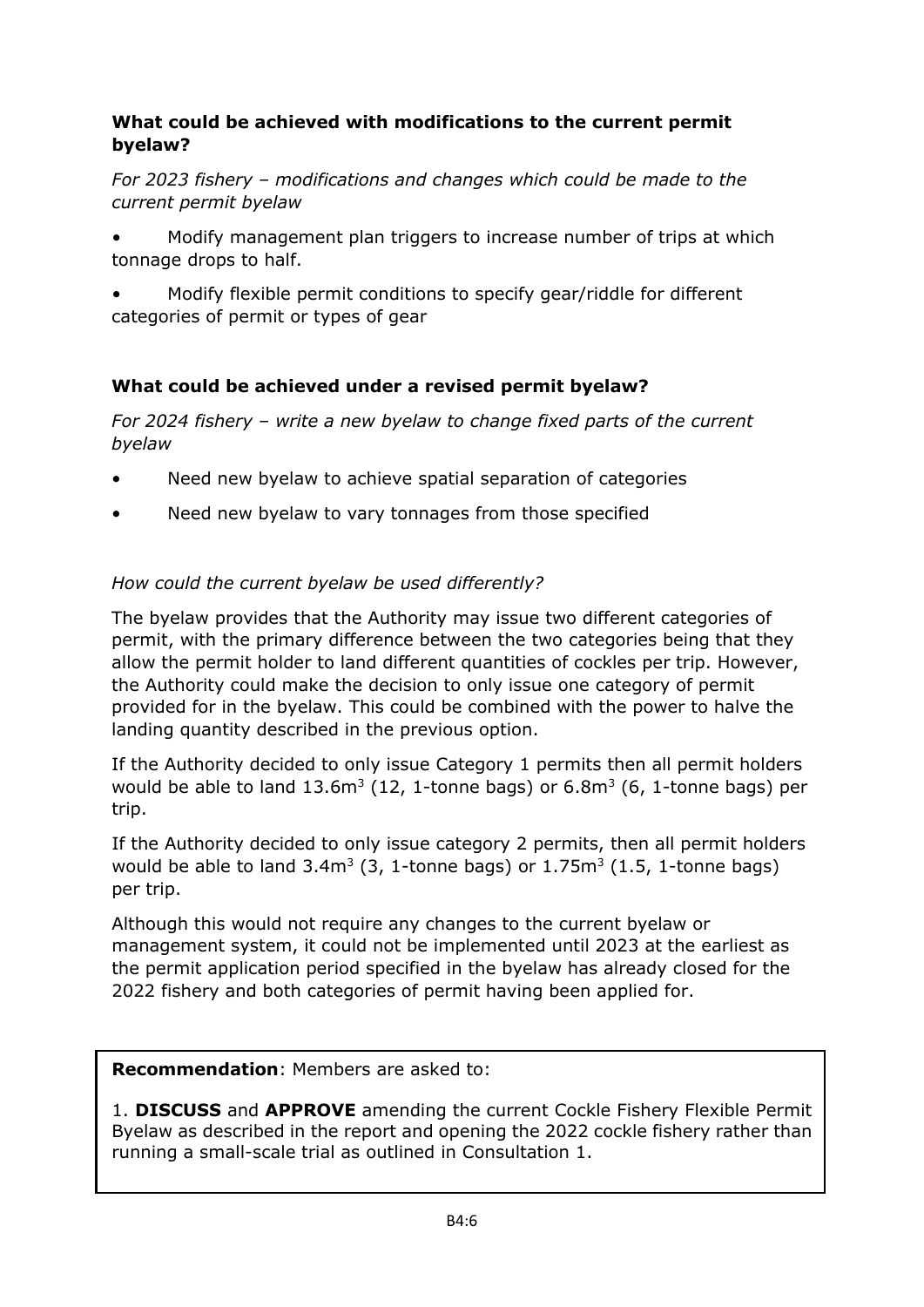**What could be achieved with modifications to the current permit byelaw?**

*For 2023 fishery – modifications and changes which could be made to the current permit byelaw*

- Modify management plan triggers to increase number of trips at which tonnage drops to half.
- Modify flexible permit conditions to specify gear/riddle for different categories of permit or types of gear

**What could be achieved under a revised permit byelaw?**

*For 2024 fishery – write a new byelaw to change fixed parts of the current byelaw*

- Need new byelaw to achieve spatial separation of categories
- Need new byelaw to vary tonnages from those specified

*How could the current byelaw be used differently?*

The byelaw provides that the Authority may issue two different categories of permit, with the primary difference between the two categories being that they allow the permit holder to land different quantities of cockles per trip. However, the Authority could make the decision to only issue one category of permit provided for in the byelaw. This could be combined with the power to halve the landing quantity described in the previous option.

If the Authority decided to only issue Category 1 permits then all permit holders would be able to land 13.6m$^3$ (12, 1-tonne bags) or 6.8m$^3$ (6, 1-tonne bags) per trip.

If the Authority decided to only issue category 2 permits, then all permit holders would be able to land 3.4m$^3$ (3, 1-tonne bags) or 1.75m$^3$ (1.5, 1-tonne bags) per trip.

Although this would not require any changes to the current byelaw or management system, it could not be implemented until 2023 at the earliest as the permit application period specified in the byelaw has already closed for the 2022 fishery and both categories of permit having been applied for.

**Recommendation**: Members are asked to:

1. **DISCUSS** and **APPROVE** amending the current Cockle Fishery Flexible Permit Byelaw as described in the report and opening the 2022 cockle fishery rather than running a small-scale trial as outlined in Consultation 1.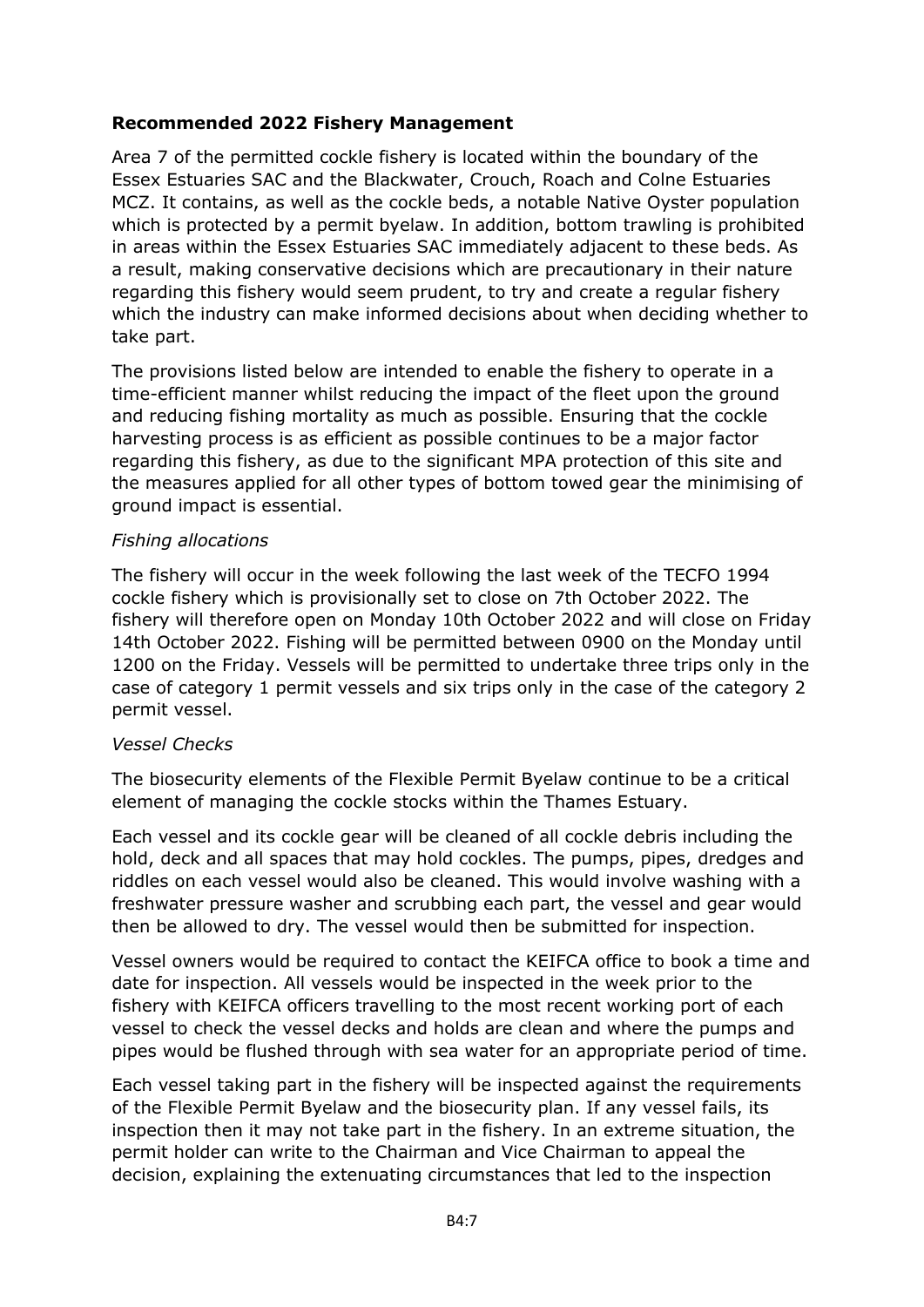**Recommended 2022 Fishery Management**

Area 7 of the permitted cockle fishery is located within the boundary of the Essex Estuaries SAC and the Blackwater, Crouch, Roach and Colne Estuaries MCZ. It contains, as well as the cockle beds, a notable Native Oyster population which is protected by a permit byelaw. In addition, bottom trawling is prohibited in areas within the Essex Estuaries SAC immediately adjacent to these beds. As a result, making conservative decisions which are precautionary in their nature regarding this fishery would seem prudent, to try and create a regular fishery which the industry can make informed decisions about when deciding whether to take part.

The provisions listed below are intended to enable the fishery to operate in a time-efficient manner whilst reducing the impact of the fleet upon the ground and reducing fishing mortality as much as possible. Ensuring that the cockle harvesting process is as efficient as possible continues to be a major factor regarding this fishery, as due to the significant MPA protection of this site and the measures applied for all other types of bottom towed gear the minimising of ground impact is essential.

*Fishing allocations*

The fishery will occur in the week following the last week of the TECFO 1994 cockle fishery which is provisionally set to close on 7th October 2022. The fishery will therefore open on Monday 10th October 2022 and will close on Friday 14th October 2022. Fishing will be permitted between 0900 on the Monday until 1200 on the Friday. Vessels will be permitted to undertake three trips only in the case of category 1 permit vessels and six trips only in the case of the category 2 permit vessel.

*Vessel Checks*

The biosecurity elements of the Flexible Permit Byelaw continue to be a critical element of managing the cockle stocks within the Thames Estuary.

Each vessel and its cockle gear will be cleaned of all cockle debris including the hold, deck and all spaces that may hold cockles. The pumps, pipes, dredges and riddles on each vessel would also be cleaned. This would involve washing with a freshwater pressure washer and scrubbing each part, the vessel and gear would then be allowed to dry. The vessel would then be submitted for inspection.

Vessel owners would be required to contact the KEIFCA office to book a time and date for inspection. All vessels would be inspected in the week prior to the fishery with KEIFCA officers travelling to the most recent working port of each vessel to check the vessel decks and holds are clean and where the pumps and pipes would be flushed through with sea water for an appropriate period of time.

Each vessel taking part in the fishery will be inspected against the requirements of the Flexible Permit Byelaw and the biosecurity plan. If any vessel fails, its inspection then it may not take part in the fishery. In an extreme situation, the permit holder can write to the Chairman and Vice Chairman to appeal the decision, explaining the extenuating circumstances that led to the inspection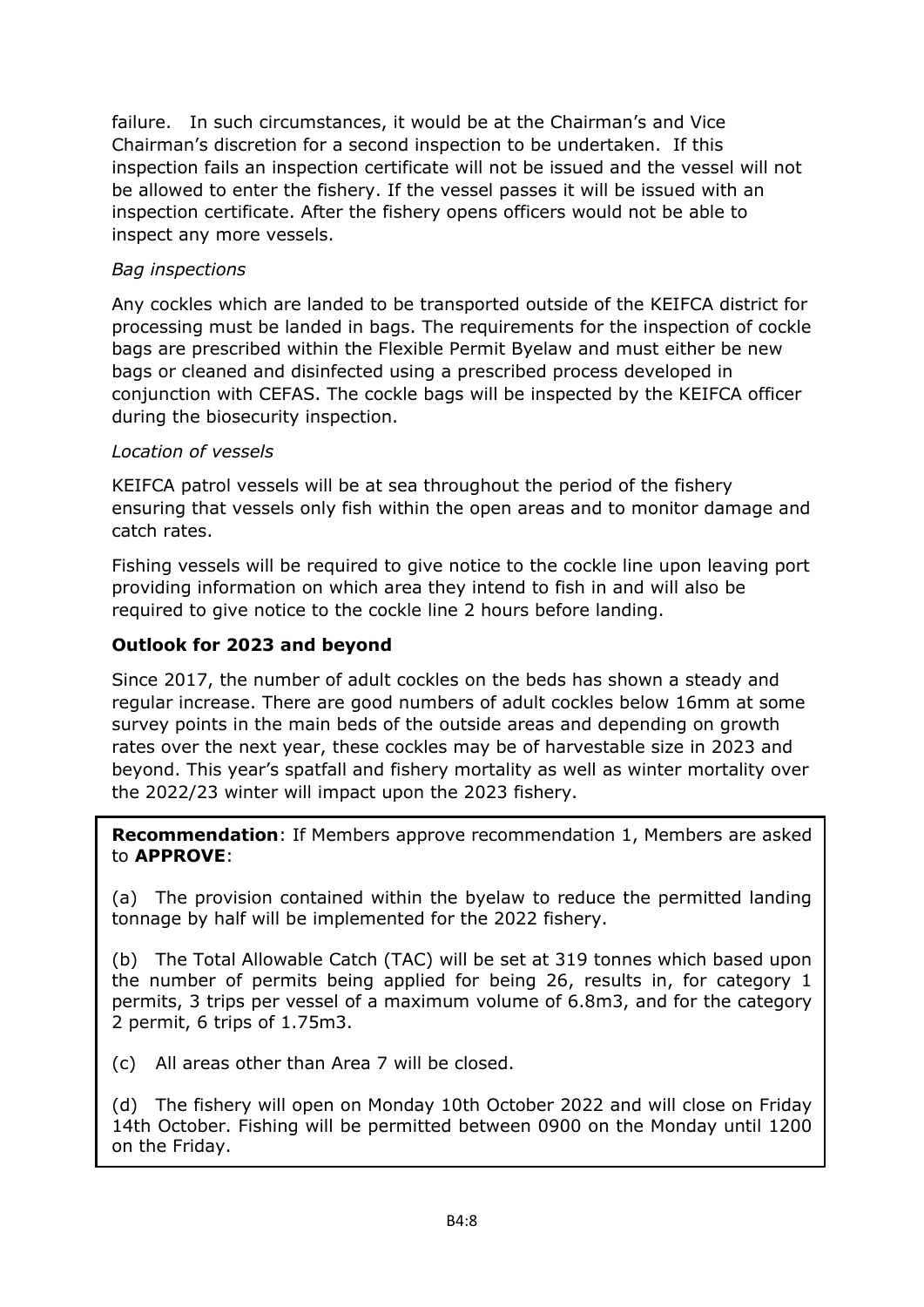failure. In such circumstances, it would be at the Chairman's and Vice Chairman's discretion for a second inspection to be undertaken. If this inspection fails an inspection certificate will not be issued and the vessel will not be allowed to enter the fishery. If the vessel passes it will be issued with an inspection certificate. After the fishery opens officers would not be able to inspect any more vessels.

*Bag inspections*

Any cockles which are landed to be transported outside of the KEIFCA district for processing must be landed in bags. The requirements for the inspection of cockle bags are prescribed within the Flexible Permit Byelaw and must either be new bags or cleaned and disinfected using a prescribed process developed in conjunction with CEFAS. The cockle bags will be inspected by the KEIFCA officer during the biosecurity inspection.

*Location of vessels*

KEIFCA patrol vessels will be at sea throughout the period of the fishery ensuring that vessels only fish within the open areas and to monitor damage and catch rates.

Fishing vessels will be required to give notice to the cockle line upon leaving port providing information on which area they intend to fish in and will also be required to give notice to the cockle line 2 hours before landing.

**Outlook for 2023 and beyond**

Since 2017, the number of adult cockles on the beds has shown a steady and regular increase. There are good numbers of adult cockles below 16mm at some survey points in the main beds of the outside areas and depending on growth rates over the next year, these cockles may be of harvestable size in 2023 and beyond. This year's spatfall and fishery mortality as well as winter mortality over the 2022/23 winter will impact upon the 2023 fishery.

**Recommendation**: If Members approve recommendation 1, Members are asked to **APPROVE**:

(a) The provision contained within the byelaw to reduce the permitted landing tonnage by half will be implemented for the 2022 fishery.

(b) The Total Allowable Catch (TAC) will be set at 319 tonnes which based upon the number of permits being applied for being 26, results in, for category 1 permits, 3 trips per vessel of a maximum volume of 6.8m3, and for the category 2 permit, 6 trips of 1.75m3.

(c) All areas other than Area 7 will be closed.

(d) The fishery will open on Monday 10th October 2022 and will close on Friday 14th October. Fishing will be permitted between 0900 on the Monday until 1200 on the Friday.